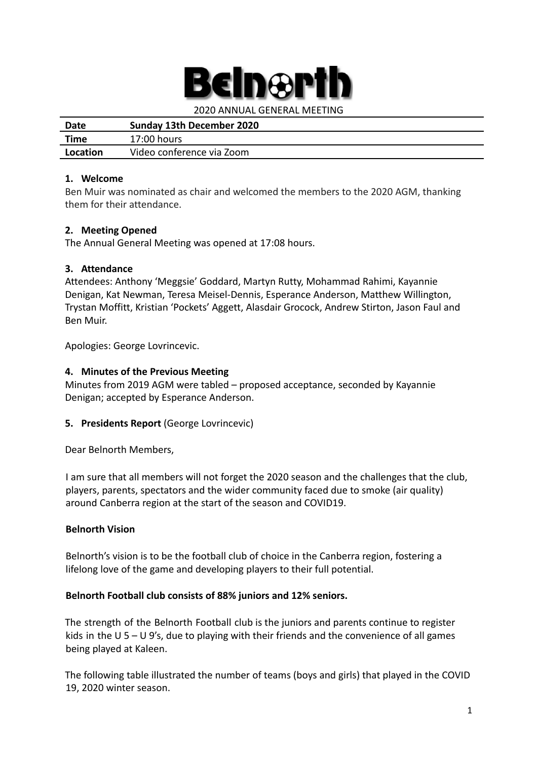# Belnorth

2020 ANNUAL GENERAL MEETING

| **Date** | **Sunday 13th December 2020** |
|---|---|
| **Time** | 17:00 hours |
| **Location** | Video conference via Zoom |

**1. Welcome**

Ben Muir was nominated as chair and welcomed the members to the 2020 AGM, thanking them for their attendance.

**2. Meeting Opened**

The Annual General Meeting was opened at 17:08 hours.

**3. Attendance**

Attendees: Anthony 'Meggsie' Goddard, Martyn Rutty, Mohammad Rahimi, Kayannie Denigan, Kat Newman, Teresa Meisel-Dennis, Esperance Anderson, Matthew Willington, Trystan Moffitt, Kristian 'Pockets' Aggett, Alasdair Grocock, Andrew Stirton, Jason Faul and Ben Muir.

Apologies: George Lovrincevic.

**4. Minutes of the Previous Meeting**

Minutes from 2019 AGM were tabled – proposed acceptance, seconded by Kayannie Denigan; accepted by Esperance Anderson.

**5. Presidents Report** (George Lovrincevic)

Dear Belnorth Members,

I am sure that all members will not forget the 2020 season and the challenges that the club, players, parents, spectators and the wider community faced due to smoke (air quality) around Canberra region at the start of the season and COVID19.

**Belnorth Vision**

Belnorth's vision is to be the football club of choice in the Canberra region, fostering a lifelong love of the game and developing players to their full potential.

**Belnorth Football club consists of 88% juniors and 12% seniors.**

The strength of the Belnorth Football club is the juniors and parents continue to register kids in the U 5 – U 9's, due to playing with their friends and the convenience of all games being played at Kaleen.

The following table illustrated the number of teams (boys and girls) that played in the COVID 19, 2020 winter season.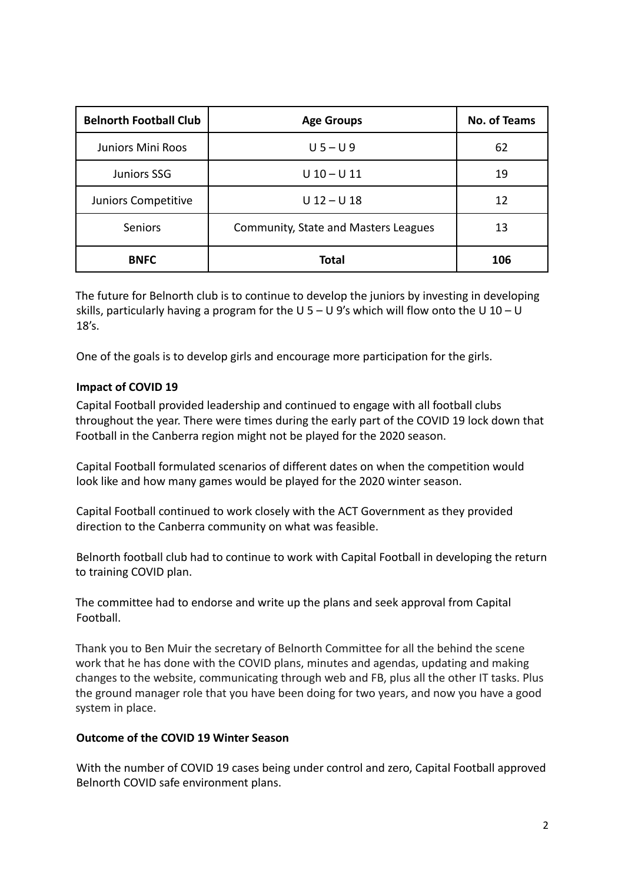| Belnorth Football Club | Age Groups | No. of Teams |
|---|---|---|
| Juniors Mini Roos | U 5 – U 9 | 62 |
| Juniors SSG | U 10 – U 11 | 19 |
| Juniors Competitive | U 12 – U 18 | 12 |
| Seniors | Community, State and Masters Leagues | 13 |
| **BNFC** | **Total** | **106** |

The future for Belnorth club is to continue to develop the juniors by investing in developing skills, particularly having a program for the U 5 – U 9's which will flow onto the U 10 – U 18's.

One of the goals is to develop girls and encourage more participation for the girls.

**Impact of COVID 19**

Capital Football provided leadership and continued to engage with all football clubs throughout the year. There were times during the early part of the COVID 19 lock down that Football in the Canberra region might not be played for the 2020 season.

Capital Football formulated scenarios of different dates on when the competition would look like and how many games would be played for the 2020 winter season.

Capital Football continued to work closely with the ACT Government as they provided direction to the Canberra community on what was feasible.

Belnorth football club had to continue to work with Capital Football in developing the return to training COVID plan.

The committee had to endorse and write up the plans and seek approval from Capital Football.

Thank you to Ben Muir the secretary of Belnorth Committee for all the behind the scene work that he has done with the COVID plans, minutes and agendas, updating and making changes to the website, communicating through web and FB, plus all the other IT tasks. Plus the ground manager role that you have been doing for two years, and now you have a good system in place.

**Outcome of the COVID 19 Winter Season**

With the number of COVID 19 cases being under control and zero, Capital Football approved Belnorth COVID safe environment plans.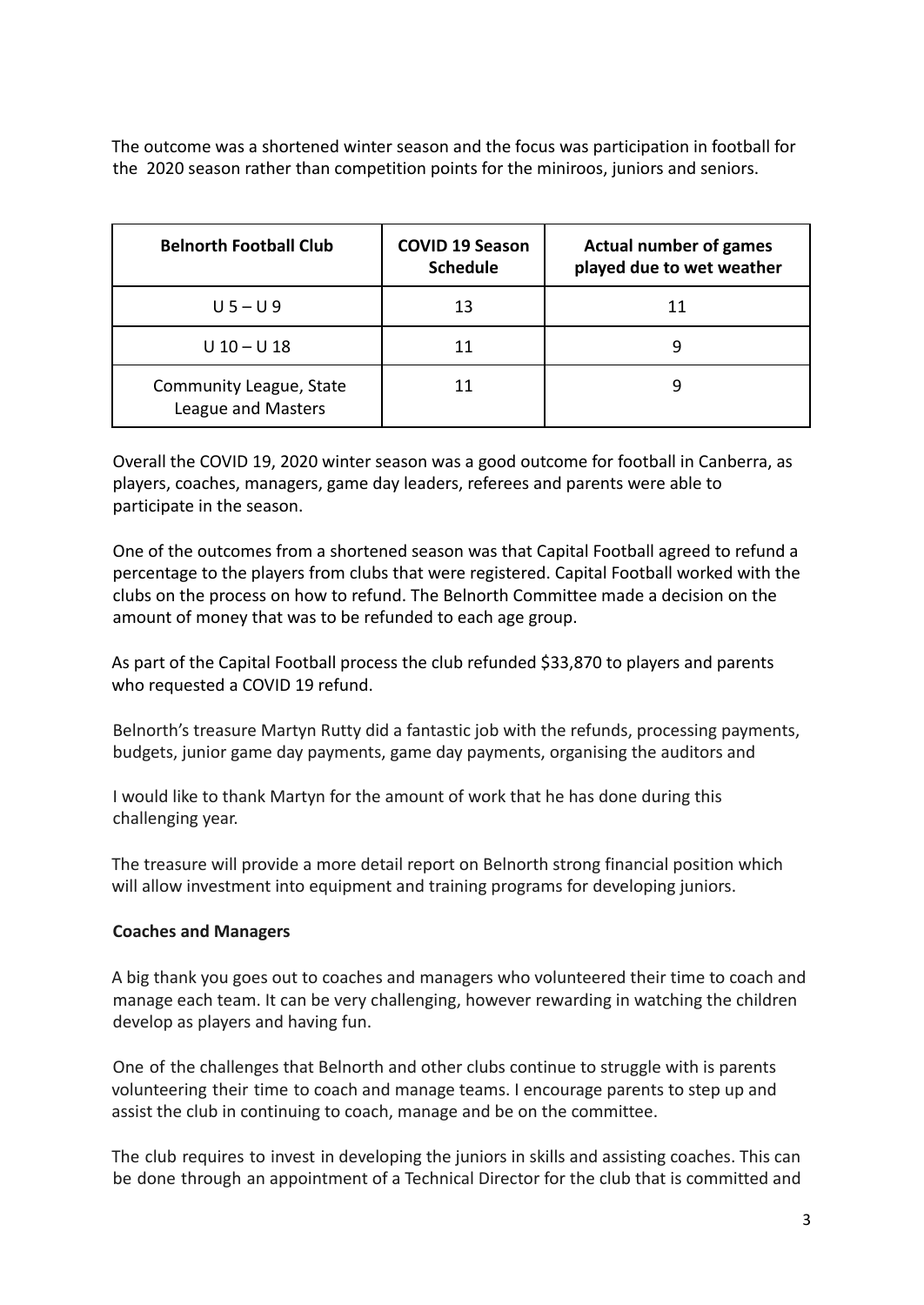The outcome was a shortened winter season and the focus was participation in football for the 2020 season rather than competition points for the miniroos, juniors and seniors.

| Belnorth Football Club | COVID 19 Season Schedule | Actual number of games played due to wet weather |
|---|---|---|
| U 5 – U 9 | 13 | 11 |
| U 10 – U 18 | 11 | 9 |
| Community League, State League and Masters | 11 | 9 |

Overall the COVID 19, 2020 winter season was a good outcome for football in Canberra, as players, coaches, managers, game day leaders, referees and parents were able to participate in the season.

One of the outcomes from a shortened season was that Capital Football agreed to refund a percentage to the players from clubs that were registered. Capital Football worked with the clubs on the process on how to refund. The Belnorth Committee made a decision on the amount of money that was to be refunded to each age group.

As part of the Capital Football process the club refunded $33,870 to players and parents who requested a COVID 19 refund.

Belnorth's treasure Martyn Rutty did a fantastic job with the refunds, processing payments, budgets, junior game day payments, game day payments, organising the auditors and

I would like to thank Martyn for the amount of work that he has done during this challenging year.

The treasure will provide a more detail report on Belnorth strong financial position which will allow investment into equipment and training programs for developing juniors.

**Coaches and Managers**

A big thank you goes out to coaches and managers who volunteered their time to coach and manage each team. It can be very challenging, however rewarding in watching the children develop as players and having fun.

One of the challenges that Belnorth and other clubs continue to struggle with is parents volunteering their time to coach and manage teams. I encourage parents to step up and assist the club in continuing to coach, manage and be on the committee.

The club requires to invest in developing the juniors in skills and assisting coaches. This can be done through an appointment of a Technical Director for the club that is committed and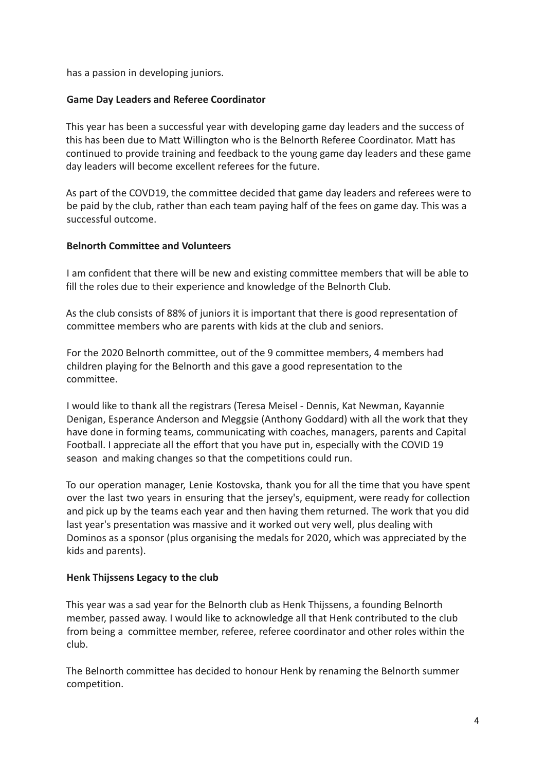has a passion in developing juniors.

**Game Day Leaders and Referee Coordinator**

This year has been a successful year with developing game day leaders and the success of this has been due to Matt Willington who is the Belnorth Referee Coordinator. Matt has continued to provide training and feedback to the young game day leaders and these game day leaders will become excellent referees for the future.

As part of the COVD19, the committee decided that game day leaders and referees were to be paid by the club, rather than each team paying half of the fees on game day. This was a successful outcome.

**Belnorth Committee and Volunteers**

I am confident that there will be new and existing committee members that will be able to fill the roles due to their experience and knowledge of the Belnorth Club.

As the club consists of 88% of juniors it is important that there is good representation of committee members who are parents with kids at the club and seniors.

For the 2020 Belnorth committee, out of the 9 committee members, 4 members had children playing for the Belnorth and this gave a good representation to the committee.

I would like to thank all the registrars (Teresa Meisel - Dennis, Kat Newman, Kayannie Denigan, Esperance Anderson and Meggsie (Anthony Goddard) with all the work that they have done in forming teams, communicating with coaches, managers, parents and Capital Football. I appreciate all the effort that you have put in, especially with the COVID 19 season and making changes so that the competitions could run.

To our operation manager, Lenie Kostovska, thank you for all the time that you have spent over the last two years in ensuring that the jersey's, equipment, were ready for collection and pick up by the teams each year and then having them returned. The work that you did last year's presentation was massive and it worked out very well, plus dealing with Dominos as a sponsor (plus organising the medals for 2020, which was appreciated by the kids and parents).

**Henk Thijssens Legacy to the club**

This year was a sad year for the Belnorth club as Henk Thijssens, a founding Belnorth member, passed away. I would like to acknowledge all that Henk contributed to the club from being a committee member, referee, referee coordinator and other roles within the club.

The Belnorth committee has decided to honour Henk by renaming the Belnorth summer competition.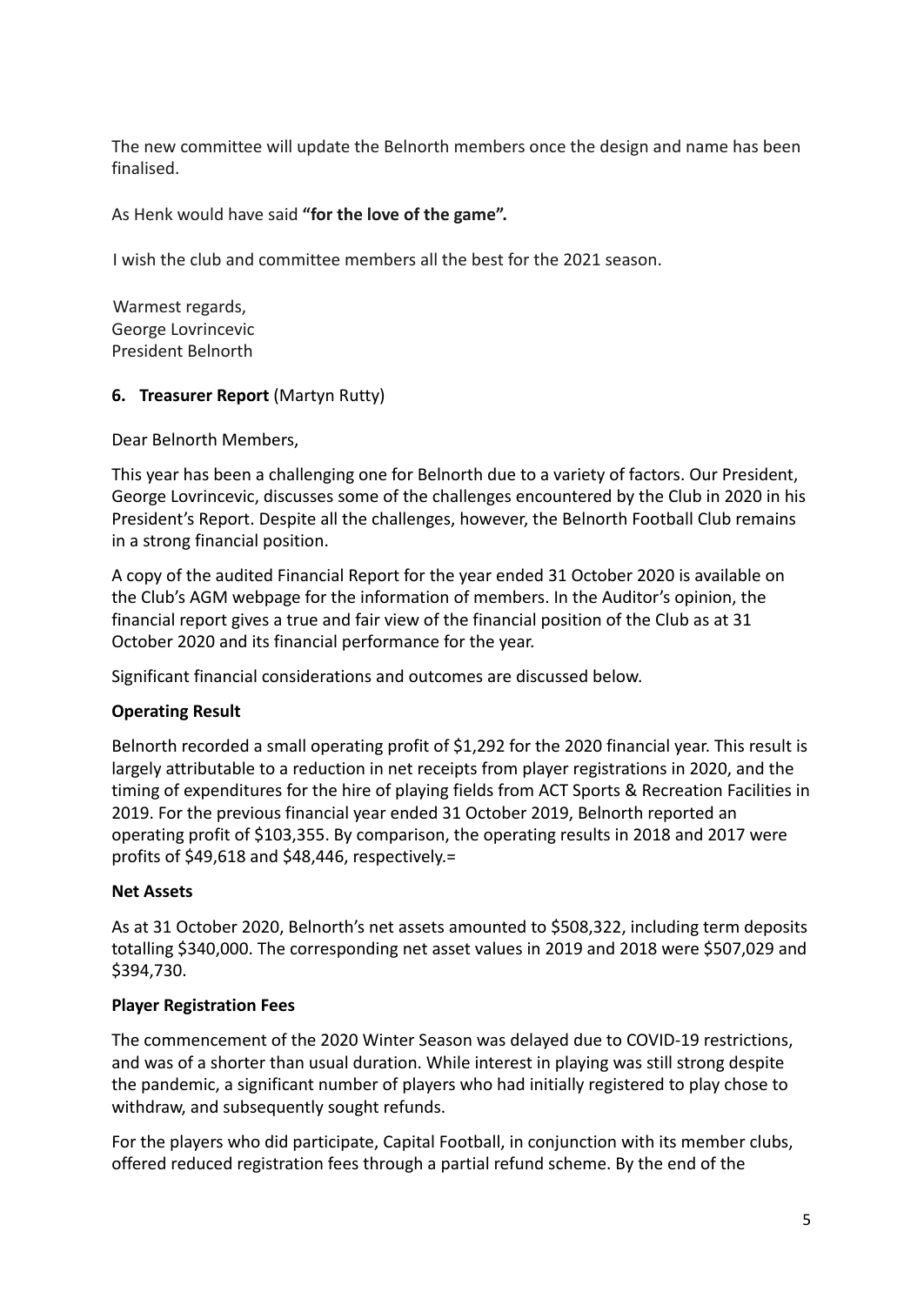The new committee will update the Belnorth members once the design and name has been finalised.

As Henk would have said **"for the love of the game".**

I wish the club and committee members all the best for the 2021 season.

Warmest regards,
George Lovrincevic
President Belnorth

**6. Treasurer Report** (Martyn Rutty)

Dear Belnorth Members,

This year has been a challenging one for Belnorth due to a variety of factors. Our President, George Lovrincevic, discusses some of the challenges encountered by the Club in 2020 in his President's Report. Despite all the challenges, however, the Belnorth Football Club remains in a strong financial position.

A copy of the audited Financial Report for the year ended 31 October 2020 is available on the Club's AGM webpage for the information of members. In the Auditor's opinion, the financial report gives a true and fair view of the financial position of the Club as at 31 October 2020 and its financial performance for the year.

Significant financial considerations and outcomes are discussed below.

**Operating Result**

Belnorth recorded a small operating profit of $1,292 for the 2020 financial year. This result is largely attributable to a reduction in net receipts from player registrations in 2020, and the timing of expenditures for the hire of playing fields from ACT Sports & Recreation Facilities in 2019. For the previous financial year ended 31 October 2019, Belnorth reported an operating profit of $103,355. By comparison, the operating results in 2018 and 2017 were profits of $49,618 and $48,446, respectively.=

**Net Assets**

As at 31 October 2020, Belnorth's net assets amounted to $508,322, including term deposits totalling $340,000. The corresponding net asset values in 2019 and 2018 were $507,029 and $394,730.

**Player Registration Fees**

The commencement of the 2020 Winter Season was delayed due to COVID-19 restrictions, and was of a shorter than usual duration. While interest in playing was still strong despite the pandemic, a significant number of players who had initially registered to play chose to withdraw, and subsequently sought refunds.

For the players who did participate, Capital Football, in conjunction with its member clubs, offered reduced registration fees through a partial refund scheme. By the end of the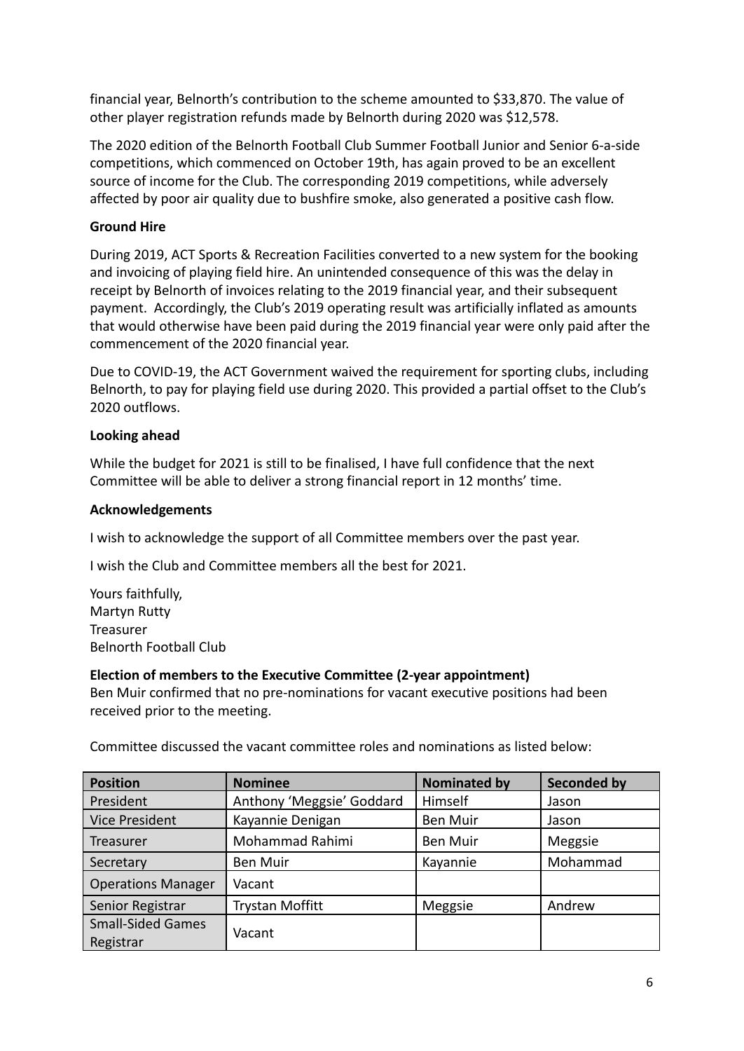financial year, Belnorth's contribution to the scheme amounted to $33,870. The value of other player registration refunds made by Belnorth during 2020 was $12,578.

The 2020 edition of the Belnorth Football Club Summer Football Junior and Senior 6-a-side competitions, which commenced on October 19th, has again proved to be an excellent source of income for the Club. The corresponding 2019 competitions, while adversely affected by poor air quality due to bushfire smoke, also generated a positive cash flow.

**Ground Hire**

During 2019, ACT Sports & Recreation Facilities converted to a new system for the booking and invoicing of playing field hire. An unintended consequence of this was the delay in receipt by Belnorth of invoices relating to the 2019 financial year, and their subsequent payment. Accordingly, the Club's 2019 operating result was artificially inflated as amounts that would otherwise have been paid during the 2019 financial year were only paid after the commencement of the 2020 financial year.

Due to COVID-19, the ACT Government waived the requirement for sporting clubs, including Belnorth, to pay for playing field use during 2020. This provided a partial offset to the Club's 2020 outflows.

**Looking ahead**

While the budget for 2021 is still to be finalised, I have full confidence that the next Committee will be able to deliver a strong financial report in 12 months' time.

**Acknowledgements**

I wish to acknowledge the support of all Committee members over the past year.

I wish the Club and Committee members all the best for 2021.

Yours faithfully,
Martyn Rutty
Treasurer
Belnorth Football Club

**Election of members to the Executive Committee (2-year appointment)**

Ben Muir confirmed that no pre-nominations for vacant executive positions had been received prior to the meeting.

Committee discussed the vacant committee roles and nominations as listed below:

| Position | Nominee | Nominated by | Seconded by |
|---|---|---|---|
| President | Anthony 'Meggsie' Goddard | Himself | Jason |
| Vice President | Kayannie Denigan | Ben Muir | Jason |
| Treasurer | Mohammad Rahimi | Ben Muir | Meggsie |
| Secretary | Ben Muir | Kayannie | Mohammad |
| Operations Manager | Vacant | | |
| Senior Registrar | Trystan Moffitt | Meggsie | Andrew |
| Small-Sided Games Registrar | Vacant | | |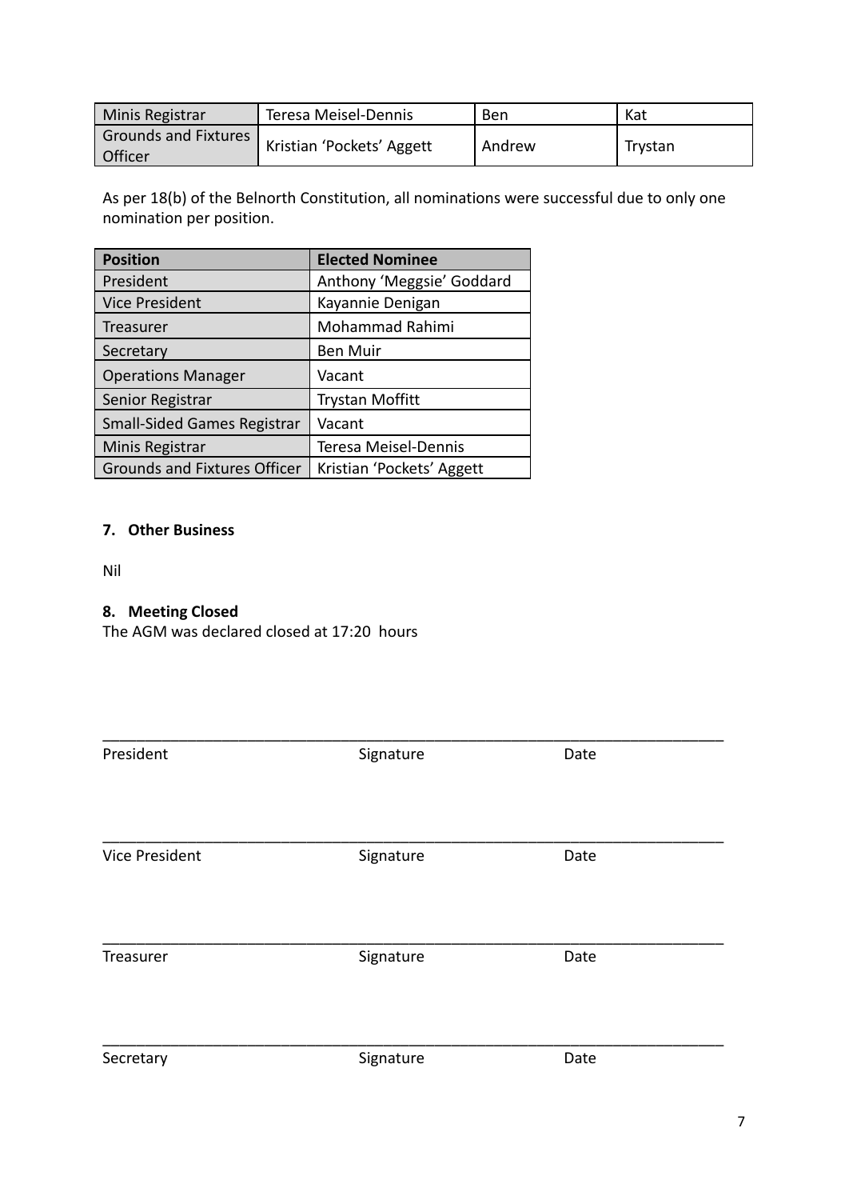| | | | |
|---|---|---|---|
| Minis Registrar | Teresa Meisel-Dennis | Ben | Kat |
| Grounds and Fixtures Officer | Kristian 'Pockets' Aggett | Andrew | Trystan |

As per 18(b) of the Belnorth Constitution, all nominations were successful due to only one nomination per position.

| Position | Elected Nominee |
|---|---|
| President | Anthony 'Meggsie' Goddard |
| Vice President | Kayannie Denigan |
| Treasurer | Mohammad Rahimi |
| Secretary | Ben Muir |
| Operations Manager | Vacant |
| Senior Registrar | Trystan Moffitt |
| Small-Sided Games Registrar | Vacant |
| Minis Registrar | Teresa Meisel-Dennis |
| Grounds and Fixtures Officer | Kristian 'Pockets' Aggett |

## 7. Other Business

Nil

## 8. Meeting Closed

The AGM was declared closed at 17:20 hours

President Signature Date

Vice President Signature Date

Treasurer Signature Date

Secretary Signature Date